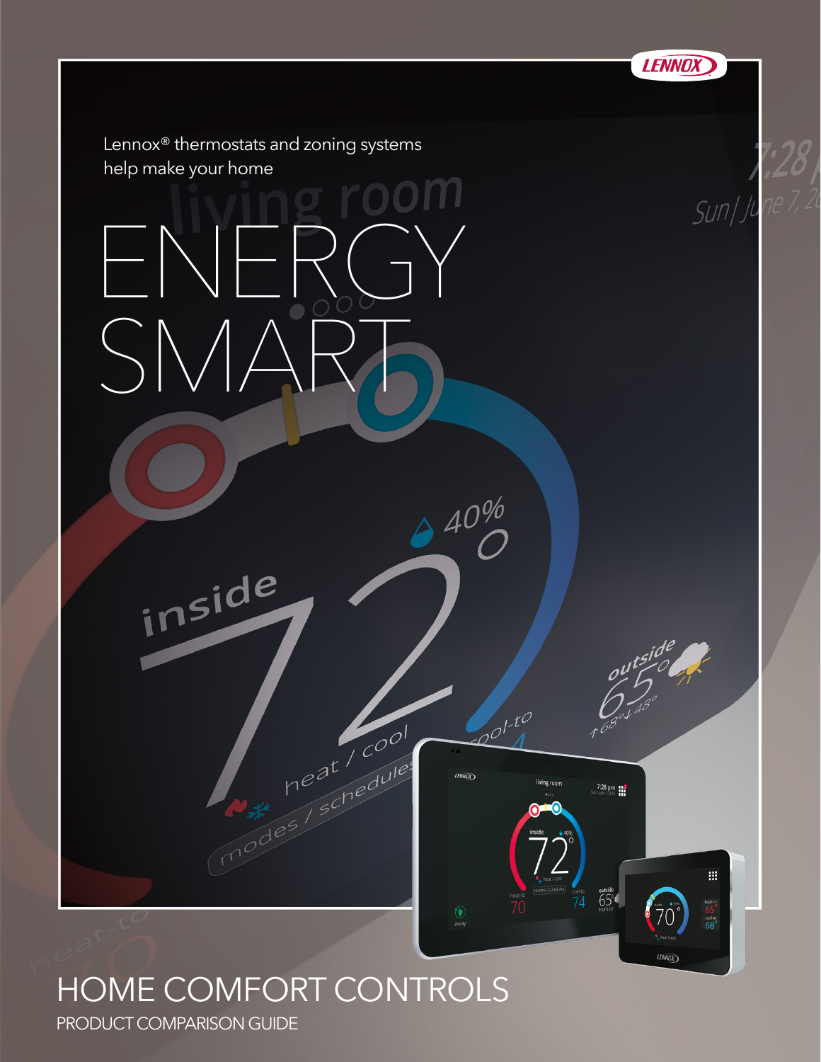Lennox® thermostats and zoning systems help make your home

# ENERGY SMART

# HOME COMFORT CONTROLS

PRODUCT COMPARISON GUIDE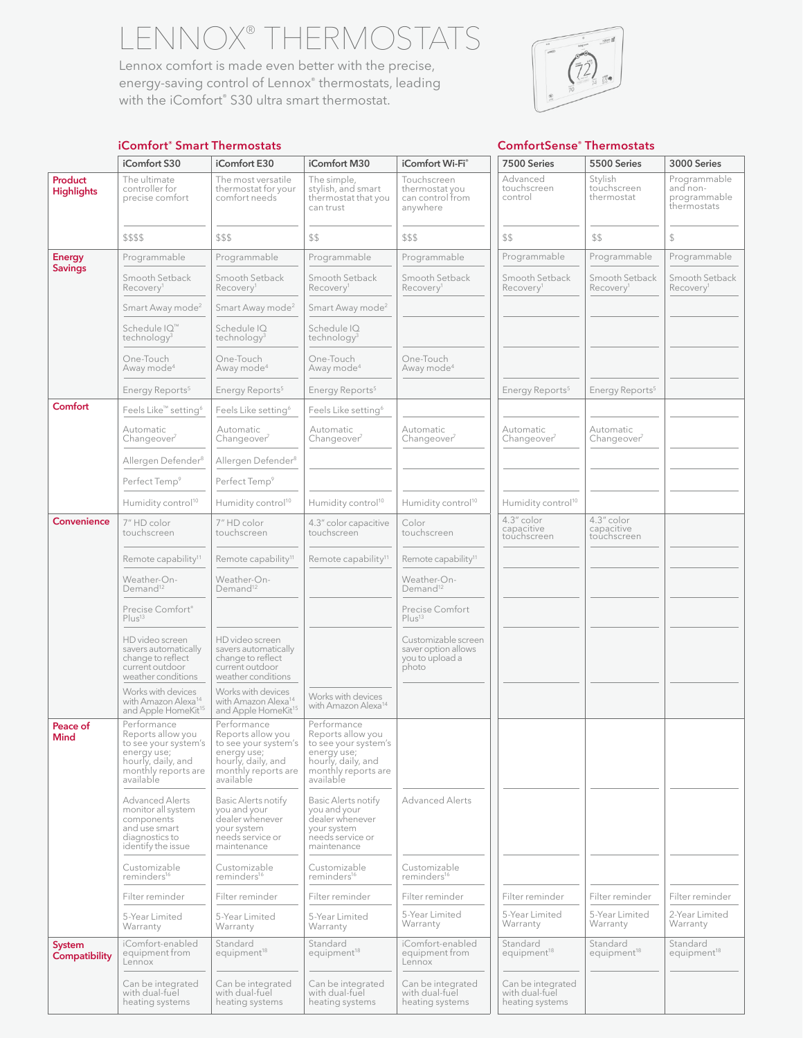# LENNOX® THERMOSTATS

Lennox comfort is made even better with the precise, energy-saving control of Lennox® thermostats, leading with the iComfort® S30 ultra smart thermostat.

| | iComfort® Smart Thermostats | | | | ComfortSense® Thermostats | | |
|---|---|---|---|---|---|---|---|
| | **iComfort S30** | **iComfort E30** | **iComfort M30** | **iComfort Wi-Fi®** | **7500 Series** | **5500 Series** | **3000 Series** |
| **Product Highlights** | The ultimate controller for precise comfort | The most versatile thermostat for your comfort needs | The simple, stylish, and smart thermostat that you can trust | Touchscreen thermostat you can control from anywhere | Advanced touchscreen control | Stylish touchscreen thermostat | Programmable and non-programmable thermostats |
| | $$$$ | $$$ | $$ | $$$ | $$ | $$ | $ |
| **Energy Savings** | Programmable | Programmable | Programmable | Programmable | Programmable | Programmable | Programmable |
| | Smooth Setback Recovery[1] | Smooth Setback Recovery[1] | Smooth Setback Recovery[1] | Smooth Setback Recovery[1] | Smooth Setback Recovery[1] | Smooth Setback Recovery[1] | Smooth Setback Recovery[1] |
| | Smart Away mode[2] | Smart Away mode[2] | Smart Away mode[2] | | | | |
| | Schedule IQ™ technology[3] | Schedule IQ technology[3] | Schedule IQ technology[3] | | | | |
| | One-Touch Away mode[4] | One-Touch Away mode[4] | One-Touch Away mode[4] | One-Touch Away mode[4] | | | |
| | Energy Reports[5] | Energy Reports[5] | Energy Reports[5] | | Energy Reports[5] | Energy Reports[5] | |
| **Comfort** | Feels Like™ setting[6] | Feels Like setting[6] | Feels Like setting[6] | | | | |
| | Automatic Changeover[7] | Automatic Changeover[7] | Automatic Changeover[7] | Automatic Changeover[7] | Automatic Changeover[7] | Automatic Changeover[7] | |
| | Allergen Defender[8] | Allergen Defender[8] | | | | | |
| | Perfect Temp[9] | Perfect Temp[9] | | | | | |
| | Humidity control[10] | Humidity control[10] | Humidity control[10] | Humidity control[10] | Humidity control[10] | | |
| **Convenience** | 7" HD color touchscreen | 7" HD color touchscreen | 4.3" color capacitive touchscreen | Color touchscreen | 4.3" color capacitive touchscreen | 4.3" color capacitive touchscreen | |
| | Remote capability[11] | Remote capability[11] | Remote capability[11] | Remote capability[11] | | | |
| | Weather-On-Demand[12] | Weather-On-Demand[12] | | Weather-On-Demand[12] | | | |
| | Precise Comfort® Plus[13] | | | Precise Comfort Plus[13] | | | |
| | HD video screen savers automatically change to reflect current outdoor weather conditions | HD video screen savers automatically change to reflect current outdoor weather conditions | | Customizable screen saver option allows you to upload a photo | | | |
| | Works with devices with Amazon Alexa[14] and Apple HomeKit[15] | Works with devices with Amazon Alexa[14] and Apple HomeKit[15] | Works with devices with Amazon Alexa[14] | | | | |
| **Peace of Mind** | Performance Reports allow you to see your system's energy use; hourly, daily, and monthly reports are available | Performance Reports allow you to see your system's energy use; hourly, daily, and monthly reports are available | Performance Reports allow you to see your system's energy use; hourly, daily, and monthly reports are available | | | | |
| | Advanced Alerts monitor all system components and use smart diagnostics to identify the issue | Basic Alerts notify you and your dealer whenever your system needs service or maintenance | Basic Alerts notify you and your dealer whenever your system needs service or maintenance | Advanced Alerts | | | |
| | Customizable reminders[16] | Customizable reminders[16] | Customizable reminders[16] | Customizable reminders[16] | | | |
| | Filter reminder | Filter reminder | Filter reminder | Filter reminder | Filter reminder | Filter reminder | Filter reminder |
| | 5-Year Limited Warranty | 5-Year Limited Warranty | 5-Year Limited Warranty | 5-Year Limited Warranty | 5-Year Limited Warranty | 5-Year Limited Warranty | 2-Year Limited Warranty |
| **System Compatibility** | iComfort-enabled equipment from Lennox | Standard equipment[18] | Standard equipment[18] | iComfort-enabled equipment from Lennox | Standard equipment[18] | Standard equipment[18] | Standard equipment[18] |
| | Can be integrated with dual-fuel heating systems | Can be integrated with dual-fuel heating systems | Can be integrated with dual-fuel heating systems | Can be integrated with dual-fuel heating systems | Can be integrated with dual-fuel heating systems | | |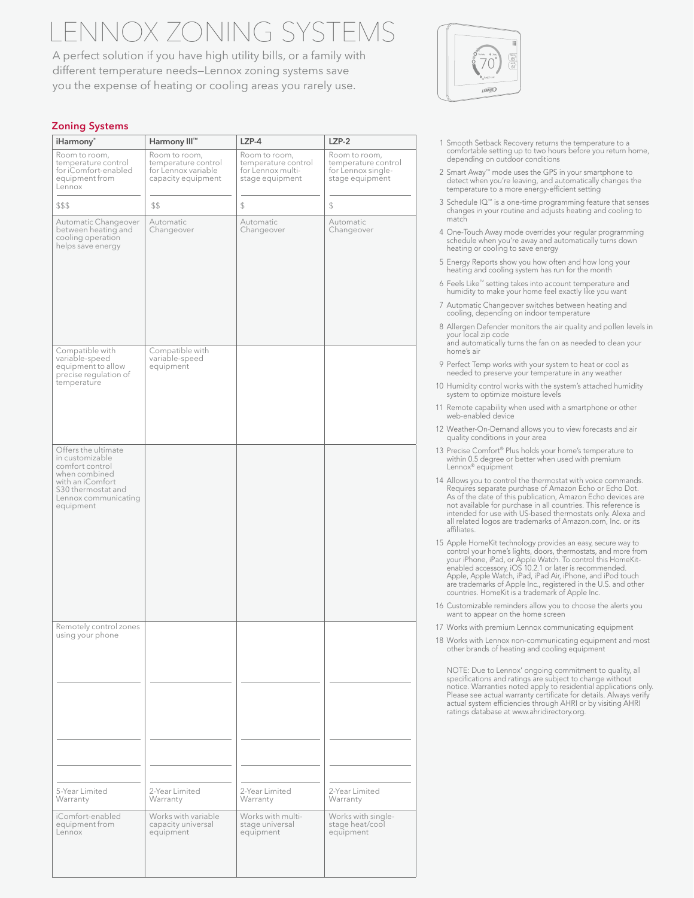# LENNOX ZONING SYSTEMS

A perfect solution if you have high utility bills, or a family with different temperature needs—Lennox zoning systems save you the expense of heating or cooling areas you rarely use.

## Zoning Systems

| iHarmony® | Harmony III™ | LZP-4 | LZP-2 |
|---|---|---|---|
| Room to room, temperature control for iComfort-enabled equipment from Lennox | Room to room, temperature control for Lennox variable capacity equipment | Room to room, temperature control for Lennox multi-stage equipment | Room to room, temperature control for Lennox single-stage equipment |
| $$$ | $$ | $ | $ |
| Automatic Changeover between heating and cooling operation helps save energy | Automatic Changeover | Automatic Changeover | Automatic Changeover |
| Compatible with variable-speed equipment to allow precise regulation of temperature | Compatible with variable-speed equipment | | |
| Offers the ultimate in customizable comfort control when combined with an iComfort S30 thermostat and Lennox communicating equipment | | | |
| Remotely control zones using your phone | | | |
| | | | |
| | | | |
| 5-Year Limited Warranty | 2-Year Limited Warranty | 2-Year Limited Warranty | 2-Year Limited Warranty |
| iComfort-enabled equipment from Lennox | Works with variable capacity universal equipment | Works with multi-stage universal equipment | Works with single-stage heat/cool equipment |

1. Smooth Setback Recovery returns the temperature to a comfortable setting up to two hours before you return home, depending on outdoor conditions
2. Smart Away™ mode uses the GPS in your smartphone to detect when you're leaving, and automatically changes the temperature to a more energy-efficient setting
3. Schedule IQ™ is a one-time programming feature that senses changes in your routine and adjusts heating and cooling to match
4. One-Touch Away mode overrides your regular programming schedule when you're away and automatically turns down heating or cooling to save energy
5. Energy Reports show you how often and how long your heating and cooling system has run for the month
6. Feels Like™ setting takes into account temperature and humidity to make your home feel exactly like you want
7. Automatic Changeover switches between heating and cooling, depending on indoor temperature
8. Allergen Defender monitors the air quality and pollen levels in your local zip code and automatically turns the fan on as needed to clean your home's air
9. Perfect Temp works with your system to heat or cool as needed to preserve your temperature in any weather
10. Humidity control works with the system's attached humidity system to optimize moisture levels
11. Remote capability when used with a smartphone or other web-enabled device
12. Weather-On-Demand allows you to view forecasts and air quality conditions in your area
13. Precise Comfort® Plus holds your home's temperature to within 0.5 degree or better when used with premium Lennox® equipment
14. Allows you to control the thermostat with voice commands. Requires separate purchase of Amazon Echo or Echo Dot. As of the date of this publication, Amazon Echo devices are not available for purchase in all countries. This reference is intended for use with US-based thermostats only. Alexa and all related logos are trademarks of Amazon.com, Inc. or its affiliates.
15. Apple HomeKit technology provides an easy, secure way to control your home's lights, doors, thermostats, and more from your iPhone, iPad, or Apple Watch. To control this HomeKit-enabled accessory, iOS 10.2.1 or later is recommended. Apple, Apple Watch, iPad, iPad Air, iPhone, and iPod touch are trademarks of Apple Inc., registered in the U.S. and other countries. HomeKit is a trademark of Apple Inc.
16. Customizable reminders allow you to choose the alerts you want to appear on the home screen
17. Works with premium Lennox communicating equipment
18. Works with Lennox non-communicating equipment and most other brands of heating and cooling equipment

NOTE: Due to Lennox' ongoing commitment to quality, all specifications and ratings are subject to change without notice. Warranties noted apply to residential applications only. Please see actual warranty certificate for details. Always verify actual system efficiencies through AHRI or by visiting AHRI ratings database at www.ahridirectory.org.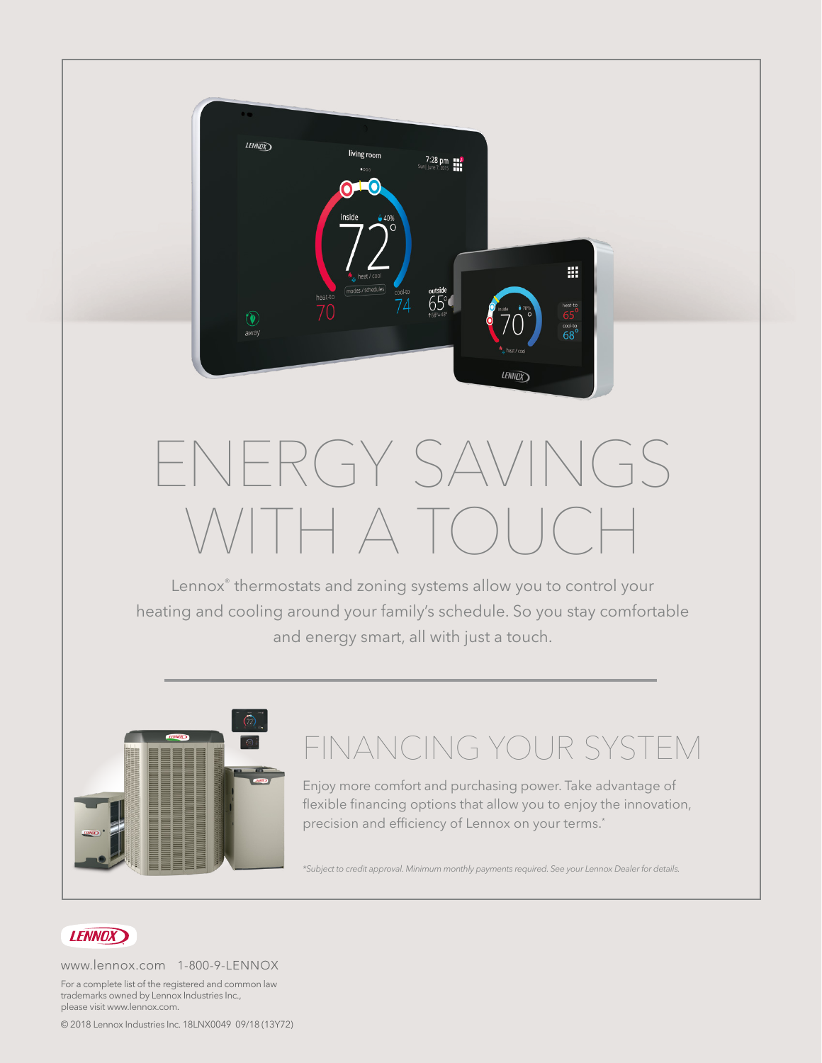# ENERGY SAVINGS WITH A TOUCH

Lennox® thermostats and zoning systems allow you to control your heating and cooling around your family's schedule. So you stay comfortable and energy smart, all with just a touch.

## FINANCING YOUR SYSTEM

Enjoy more comfort and purchasing power. Take advantage of flexible financing options that allow you to enjoy the innovation, precision and efficiency of Lennox on your terms.*

*\*Subject to credit approval. Minimum monthly payments required. See your Lennox Dealer for details.*

LENNOX

www.lennox.com 1-800-9-LENNOX

For a complete list of the registered and common law trademarks owned by Lennox Industries Inc., please visit www.lennox.com.

© 2018 Lennox Industries Inc. 18LNX0049 09/18 (13Y72)